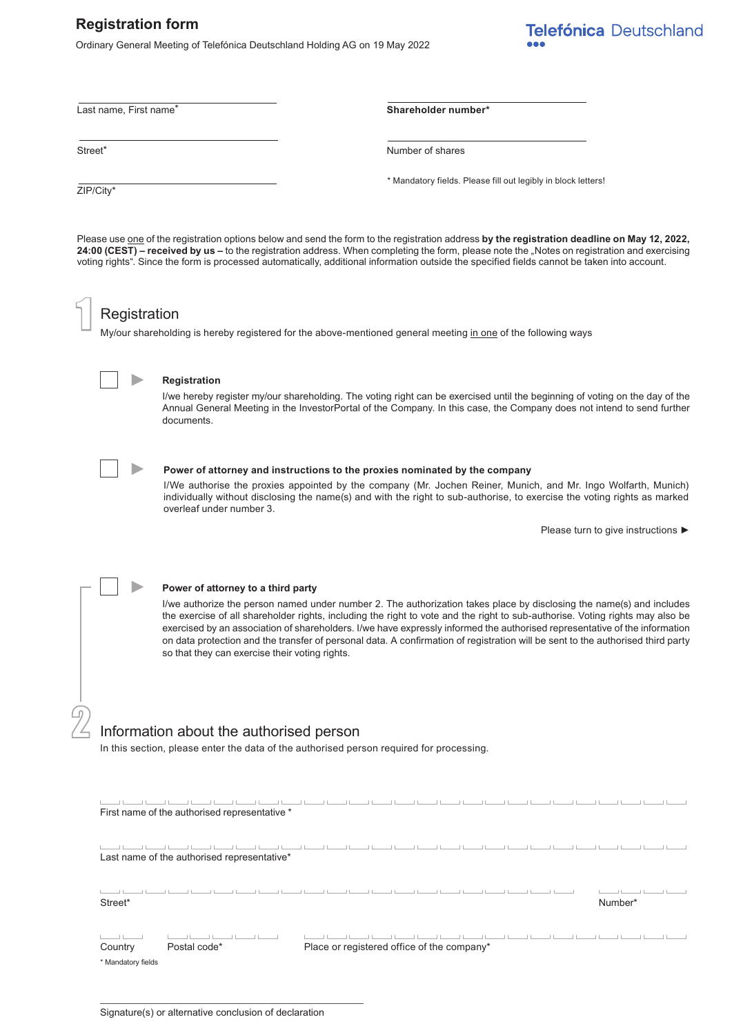# Registration form

Ordinary General Meeting of Telefónica Deutschland Holding AG on 19 May 2022

Telefónica Deutschland

Last name, First name*

Shareholder number*

Street*

Number of shares

ZIP/City*

* Mandatory fields. Please fill out legibly in block letters!

Please use one of the registration options below and send the form to the registration address **by the registration deadline on May 12, 2022, 24:00 (CEST) – received by us –** to the registration address. When completing the form, please note the „Notes on registration and exercising voting rights". Since the form is processed automatically, additional information outside the specified fields cannot be taken into account.

## 1 Registration

My/our shareholding is hereby registered for the above-mentioned general meeting in one of the following ways

☐ ▶ **Registration**

I/we hereby register my/our shareholding. The voting right can be exercised until the beginning of voting on the day of the Annual General Meeting in the InvestorPortal of the Company. In this case, the Company does not intend to send further documents.

☐ ▶ **Power of attorney and instructions to the proxies nominated by the company**

I/We authorise the proxies appointed by the company (Mr. Jochen Reiner, Munich, and Mr. Ingo Wolfarth, Munich) individually without disclosing the name(s) and with the right to sub-authorise, to exercise the voting rights as marked overleaf under number 3.

Please turn to give instructions ▶

☐ ▶ **Power of attorney to a third party**

I/we authorize the person named under number 2. The authorization takes place by disclosing the name(s) and includes the exercise of all shareholder rights, including the right to vote and the right to sub-authorise. Voting rights may also be exercised by an association of shareholders. I/we have expressly informed the authorised representative of the information on data protection and the transfer of personal data. A confirmation of registration will be sent to the authorised third party so that they can exercise their voting rights.

## 2 Information about the authorised person

In this section, please enter the data of the authorised person required for processing.

First name of the authorised representative *

Last name of the authorised representative*

Street*

Number*

Country

Postal code*

Place or registered office of the company*

* Mandatory fields

Signature(s) or alternative conclusion of declaration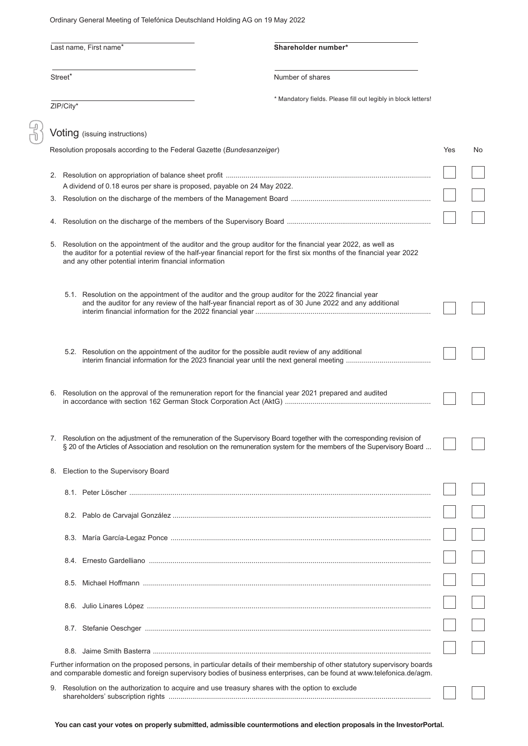Ordinary General Meeting of Telefónica Deutschland Holding AG on 19 May 2022

Last name, First name*

**Shareholder number***

Street*

Number of shares

ZIP/City*

\* Mandatory fields. Please fill out legibly in block letters!

## 3 Voting (issuing instructions)

| Resolution proposals according to the Federal Gazette (*Bundesanzeiger*) | Yes | No |
|---|---|---|
| 2. Resolution on appropriation of balance sheet profit. A dividend of 0.18 euros per share is proposed, payable on 24 May 2022. | ☐ | ☐ |
| 3. Resolution on the discharge of the members of the Management Board | ☐ | ☐ |
| 4. Resolution on the discharge of the members of the Supervisory Board | ☐ | ☐ |
| 5. Resolution on the appointment of the auditor and the group auditor for the financial year 2022, as well as the auditor for a potential review of the half-year financial report for the first six months of the financial year 2022 and any other potential interim financial information | | |
| 5.1. Resolution on the appointment of the auditor and the group auditor for the 2022 financial year and the auditor for any review of the half-year financial report as of 30 June 2022 and any additional interim financial information for the 2022 financial year | ☐ | ☐ |
| 5.2. Resolution on the appointment of the auditor for the possible audit review of any additional interim financial information for the 2023 financial year until the next general meeting | ☐ | ☐ |
| 6. Resolution on the approval of the remuneration report for the financial year 2021 prepared and audited in accordance with section 162 German Stock Corporation Act (AktG) | ☐ | ☐ |
| 7. Resolution on the adjustment of the remuneration of the Supervisory Board together with the corresponding revision of § 20 of the Articles of Association and resolution on the remuneration system for the members of the Supervisory Board | ☐ | ☐ |
| 8. Election to the Supervisory Board | | |
| 8.1. Peter Löscher | ☐ | ☐ |
| 8.2. Pablo de Carvajal González | ☐ | ☐ |
| 8.3. María García-Legaz Ponce | ☐ | ☐ |
| 8.4. Ernesto Gardelliano | ☐ | ☐ |
| 8.5. Michael Hoffmann | ☐ | ☐ |
| 8.6. Julio Linares López | ☐ | ☐ |
| 8.7. Stefanie Oeschger | ☐ | ☐ |
| 8.8. Jaime Smith Basterra | ☐ | ☐ |
| Further information on the proposed persons, in particular details of their membership of other statutory supervisory boards and comparable domestic and foreign supervisory bodies of business enterprises, can be found at www.telefonica.de/agm. | | |
| 9. Resolution on the authorization to acquire and use treasury shares with the option to exclude shareholders' subscription rights | ☐ | ☐ |

**You can cast your votes on properly submitted, admissible countermotions and election proposals in the InvestorPortal.**